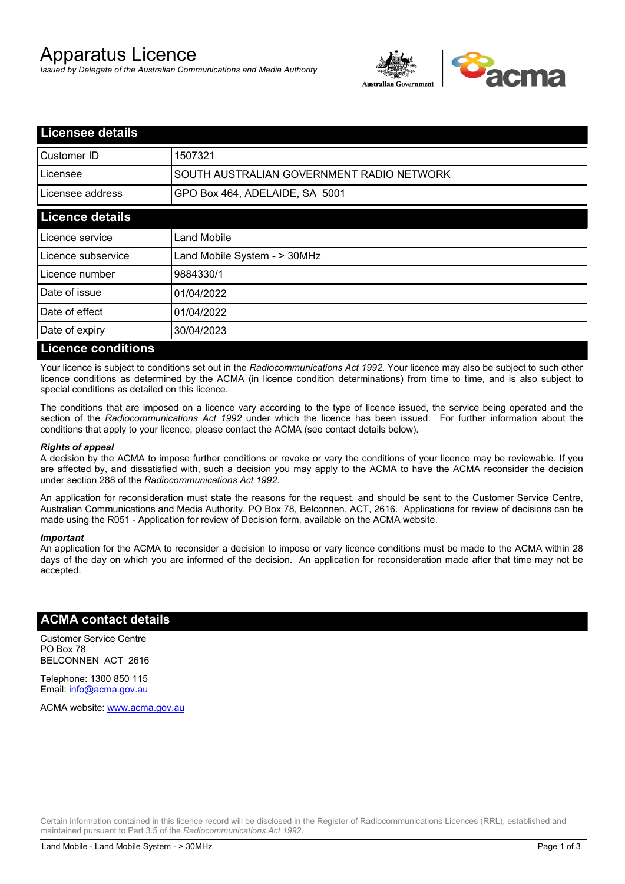# Apparatus Licence

*Issued by Delegate of the Australian Communications and Media Authority*

## Licensee details

| | |
|---|---|
| Customer ID | 1507321 |
| Licensee | SOUTH AUSTRALIAN GOVERNMENT RADIO NETWORK |
| Licensee address | GPO Box 464, ADELAIDE, SA 5001 |

## Licence details

| | |
|---|---|
| Licence service | Land Mobile |
| Licence subservice | Land Mobile System - > 30MHz |
| Licence number | 9884330/1 |
| Date of issue | 01/04/2022 |
| Date of effect | 01/04/2022 |
| Date of expiry | 30/04/2023 |

## Licence conditions

Your licence is subject to conditions set out in the *Radiocommunications Act 1992*. Your licence may also be subject to such other licence conditions as determined by the ACMA (in licence condition determinations) from time to time, and is also subject to special conditions as detailed on this licence.

The conditions that are imposed on a licence vary according to the type of licence issued, the service being operated and the section of the *Radiocommunications Act 1992* under which the licence has been issued. For further information about the conditions that apply to your licence, please contact the ACMA (see contact details below).

### *Rights of appeal*

A decision by the ACMA to impose further conditions or revoke or vary the conditions of your licence may be reviewable. If you are affected by, and dissatisfied with, such a decision you may apply to the ACMA to have the ACMA reconsider the decision under section 288 of the *Radiocommunications Act 1992*.

An application for reconsideration must state the reasons for the request, and should be sent to the Customer Service Centre, Australian Communications and Media Authority, PO Box 78, Belconnen, ACT, 2616. Applications for review of decisions can be made using the R051 - Application for review of Decision form, available on the ACMA website.

### *Important*

An application for the ACMA to reconsider a decision to impose or vary licence conditions must be made to the ACMA within 28 days of the day on which you are informed of the decision. An application for reconsideration made after that time may not be accepted.

## ACMA contact details

Customer Service Centre
PO Box 78
BELCONNEN ACT 2616

Telephone: 1300 850 115
Email: info@acma.gov.au

ACMA website: www.acma.gov.au

Certain information contained in this licence record will be disclosed in the Register of Radiocommunications Licences (RRL), established and maintained pursuant to Part 3.5 of the *Radiocommunications Act 1992.*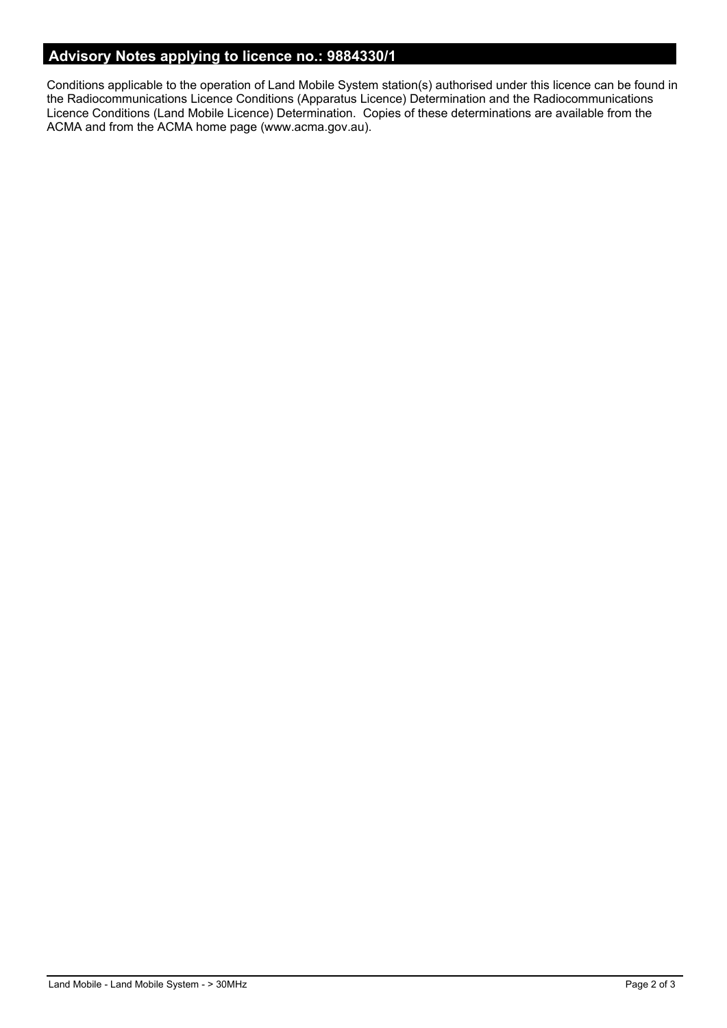## Advisory Notes applying to licence no.: 9884330/1

Conditions applicable to the operation of Land Mobile System station(s) authorised under this licence can be found in the Radiocommunications Licence Conditions (Apparatus Licence) Determination and the Radiocommunications Licence Conditions (Land Mobile Licence) Determination. Copies of these determinations are available from the ACMA and from the ACMA home page (www.acma.gov.au).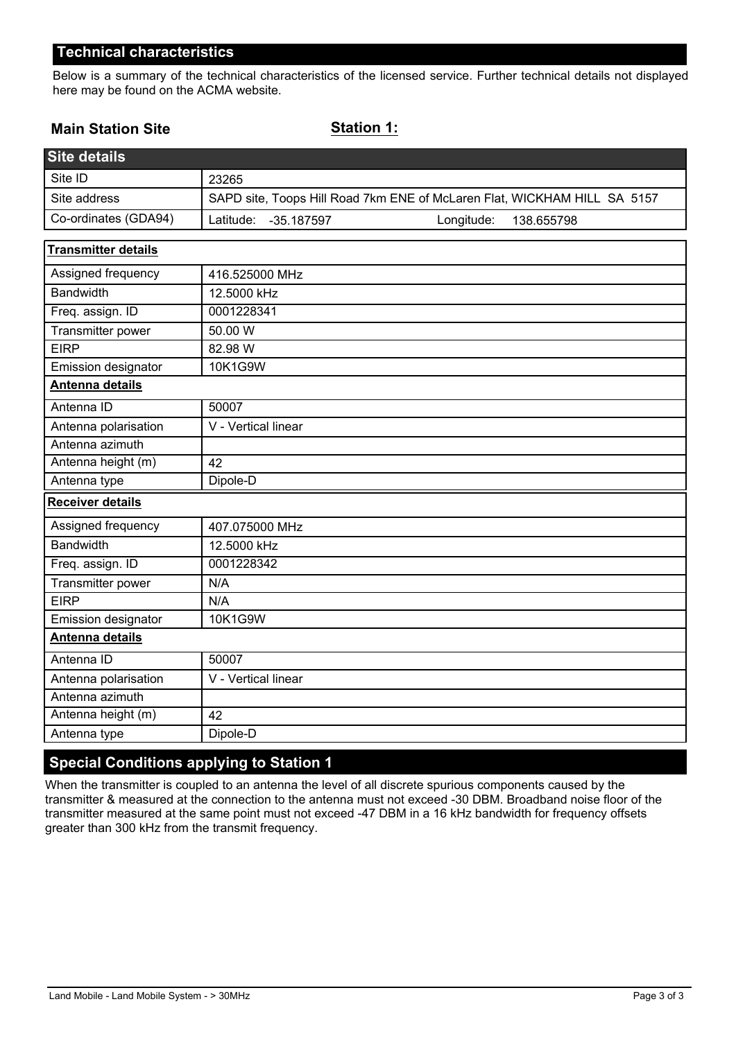## Technical characteristics

Below is a summary of the technical characteristics of the licensed service. Further technical details not displayed here may be found on the ACMA website.

**Main Station Site** **Station 1:**

| Site details | |
|---|---|
| Site ID | 23265 |
| Site address | SAPD site, Toops Hill Road 7km ENE of McLaren Flat, WICKHAM HILL SA 5157 |
| Co-ordinates (GDA94) | Latitude: -35.187597 Longitude: 138.655798 |

| **Transmitter details** | |
|---|---|
| Assigned frequency | 416.525000 MHz |
| Bandwidth | 12.5000 kHz |
| Freq. assign. ID | 0001228341 |
| Transmitter power | 50.00 W |
| EIRP | 82.98 W |
| Emission designator | 10K1G9W |
| **Antenna details** | |
| Antenna ID | 50007 |
| Antenna polarisation | V - Vertical linear |
| Antenna azimuth | |
| Antenna height (m) | 42 |
| Antenna type | Dipole-D |
| **Receiver details** | |
| Assigned frequency | 407.075000 MHz |
| Bandwidth | 12.5000 kHz |
| Freq. assign. ID | 0001228342 |
| Transmitter power | N/A |
| EIRP | N/A |
| Emission designator | 10K1G9W |
| **Antenna details** | |
| Antenna ID | 50007 |
| Antenna polarisation | V - Vertical linear |
| Antenna azimuth | |
| Antenna height (m) | 42 |
| Antenna type | Dipole-D |

## Special Conditions applying to Station 1

When the transmitter is coupled to an antenna the level of all discrete spurious components caused by the transmitter & measured at the connection to the antenna must not exceed -30 DBM. Broadband noise floor of the transmitter measured at the same point must not exceed -47 DBM in a 16 kHz bandwidth for frequency offsets greater than 300 kHz from the transmit frequency.